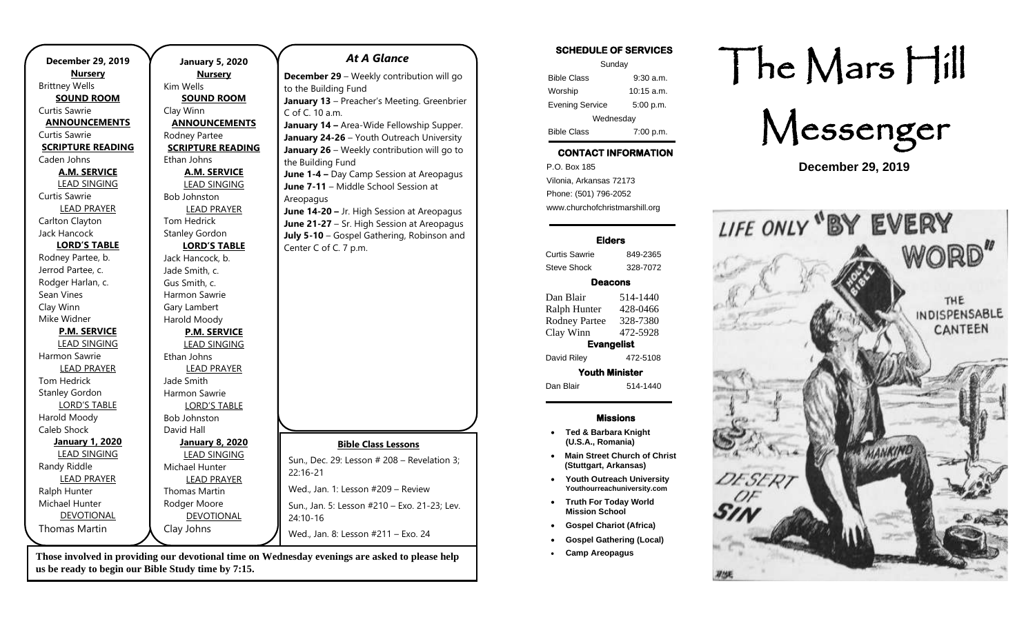**December 29, 2019**

**Nursery**
Brittney Wells

**SOUND ROOM**
Curtis Sawrie

**ANNOUNCEMENTS**
Curtis Sawrie

**SCRIPTURE READING**
Caden Johns

**A.M. SERVICE**

LEAD SINGING
Curtis Sawrie

LEAD PRAYER
Carlton Clayton
Jack Hancock

**LORD'S TABLE**
Rodney Partee, b.
Jerrod Partee, c.
Rodger Harlan, c.
Sean Vines
Clay Winn
Mike Widner

**P.M. SERVICE**

LEAD SINGING
Harmon Sawrie

LEAD PRAYER
Tom Hedrick
Stanley Gordon

LORD'S TABLE
Harold Moody
Caleb Shock

**January 1, 2020**

LEAD SINGING
Randy Riddle

LEAD PRAYER
Ralph Hunter
Michael Hunter

DEVOTIONAL
Thomas Martin

**January 5, 2020**

**Nursery**
Kim Wells

**SOUND ROOM**
Clay Winn

**ANNOUNCEMENTS**
Rodney Partee

**SCRIPTURE READING**
Ethan Johns

**A.M. SERVICE**

LEAD SINGING
Bob Johnston

LEAD PRAYER
Tom Hedrick
Stanley Gordon

**LORD'S TABLE**
Jack Hancock, b.
Jade Smith, c.
Gus Smith, c.
Harmon Sawrie
Gary Lambert
Harold Moody

**P.M. SERVICE**

LEAD SINGING
Ethan Johns

LEAD PRAYER
Jade Smith
Harmon Sawrie

LORD'S TABLE
Bob Johnston
David Hall

**January 8, 2020**

LEAD SINGING
Michael Hunter

LEAD PRAYER
Thomas Martin
Rodger Moore

DEVOTIONAL
Clay Johns

## *At A Glance*

**December 29** – Weekly contribution will go to the Building Fund
**January 13** – Preacher's Meeting. Greenbrier C of C. 10 a.m.
**January 14 –** Area-Wide Fellowship Supper.
**January 24-26** – Youth Outreach University
**January 26** – Weekly contribution will go to the Building Fund
**June 1-4 –** Day Camp Session at Areopagus
**June 7-11** – Middle School Session at Areopagus
**June 14-20 –** Jr. High Session at Areopagus
**June 21-27** – Sr. High Session at Areopagus
**July 5-10** – Gospel Gathering, Robinson and Center C of C. 7 p.m.

**Bible Class Lessons**

Sun., Dec. 29: Lesson # 208 – Revelation 3; 22:16-21

Wed., Jan. 1: Lesson #209 – Review

Sun., Jan. 5: Lesson #210 – Exo. 21-23; Lev. 24:10-16

Wed., Jan. 8: Lesson #211 – Exo. 24

**Those involved in providing our devotional time on Wednesday evenings are asked to please help us be ready to begin our Bible Study time by 7:15.**

### SCHEDULE OF SERVICES

| Sunday | |
|---|---|
| Bible Class | 9:30 a.m. |
| Worship | 10:15 a.m. |
| Evening Service | 5:00 p.m. |
| Wednesday | |
| Bible Class | 7:00 p.m. |

### CONTACT INFORMATION

P.O. Box 185
Vilonia, Arkansas 72173
Phone: (501) 796-2052
www.churchofchristmarshill.org

### Elders

| | |
|---|---|
| Curtis Sawrie | 849-2365 |
| Steve Shock | 328-7072 |

### Deacons

| | |
|---|---|
| Dan Blair | 514-1440 |
| Ralph Hunter | 428-0466 |
| Rodney Partee | 328-7380 |
| Clay Winn | 472-5928 |

### Evangelist

| | |
|---|---|
| David Riley | 472-5108 |

### Youth Minister

| | |
|---|---|
| Dan Blair | 514-1440 |

### Missions

- **Ted & Barbara Knight (U.S.A., Romania)**
- **Main Street Church of Christ (Stuttgart, Arkansas)**
- **Youth Outreach University Youthourreachuniversity.com**
- **Truth For Today World Mission School**
- **Gospel Chariot (Africa)**
- **Gospel Gathering (Local)**
- **Camp Areopagus**

# The Mars Hill Messenger

**December 29, 2019**

LIFE ONLY "BY EVERY WORD"

THE INDISPENSABLE CANTEEN

DESERT OF SIN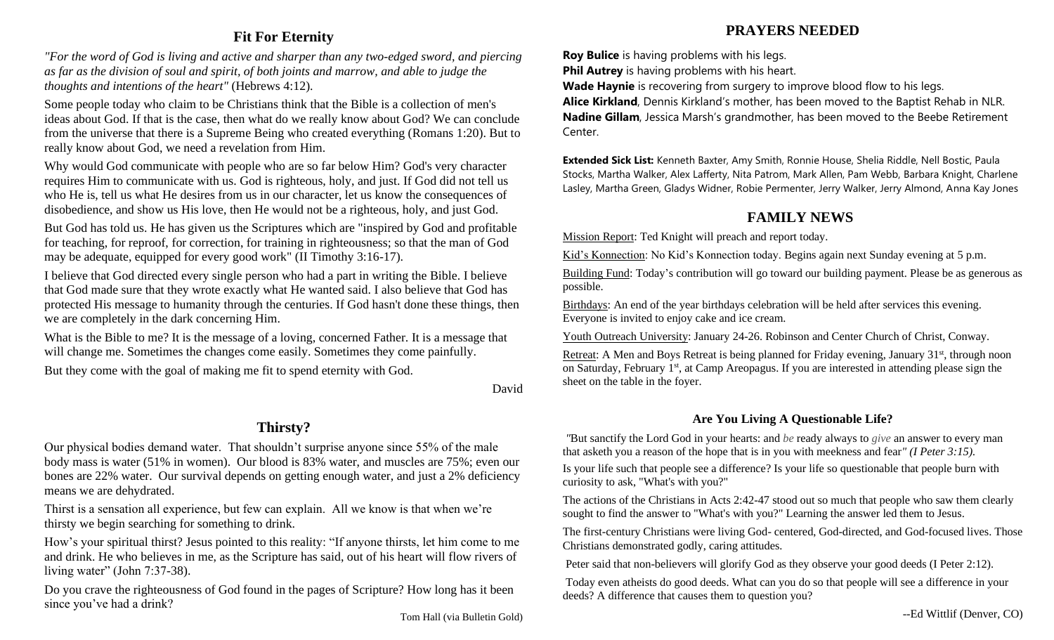## Fit For Eternity

*"For the word of God is living and active and sharper than any two-edged sword, and piercing as far as the division of soul and spirit, of both joints and marrow, and able to judge the thoughts and intentions of the heart"* (Hebrews 4:12).

Some people today who claim to be Christians think that the Bible is a collection of men's ideas about God. If that is the case, then what do we really know about God? We can conclude from the universe that there is a Supreme Being who created everything (Romans 1:20). But to really know about God, we need a revelation from Him.

Why would God communicate with people who are so far below Him? God's very character requires Him to communicate with us. God is righteous, holy, and just. If God did not tell us who He is, tell us what He desires from us in our character, let us know the consequences of disobedience, and show us His love, then He would not be a righteous, holy, and just God.

But God has told us. He has given us the Scriptures which are "inspired by God and profitable for teaching, for reproof, for correction, for training in righteousness; so that the man of God may be adequate, equipped for every good work" (II Timothy 3:16-17).

I believe that God directed every single person who had a part in writing the Bible. I believe that God made sure that they wrote exactly what He wanted said. I also believe that God has protected His message to humanity through the centuries. If God hasn't done these things, then we are completely in the dark concerning Him.

What is the Bible to me? It is the message of a loving, concerned Father. It is a message that will change me. Sometimes the changes come easily. Sometimes they come painfully.

But they come with the goal of making me fit to spend eternity with God.

David

## Thirsty?

Our physical bodies demand water. That shouldn't surprise anyone since 55% of the male body mass is water (51% in women). Our blood is 83% water, and muscles are 75%; even our bones are 22% water. Our survival depends on getting enough water, and just a 2% deficiency means we are dehydrated.

Thirst is a sensation all experience, but few can explain. All we know is that when we're thirsty we begin searching for something to drink.

How's your spiritual thirst? Jesus pointed to this reality: "If anyone thirsts, let him come to me and drink. He who believes in me, as the Scripture has said, out of his heart will flow rivers of living water" (John 7:37-38).

Do you crave the righteousness of God found in the pages of Scripture? How long has it been since you've had a drink?

Tom Hall (via Bulletin Gold)

## PRAYERS NEEDED

**Roy Bulice** is having problems with his legs.
**Phil Autrey** is having problems with his heart.
**Wade Haynie** is recovering from surgery to improve blood flow to his legs.
**Alice Kirkland**, Dennis Kirkland's mother, has been moved to the Baptist Rehab in NLR.
**Nadine Gillam**, Jessica Marsh's grandmother, has been moved to the Beebe Retirement Center.

**Extended Sick List:** Kenneth Baxter, Amy Smith, Ronnie House, Shelia Riddle, Nell Bostic, Paula Stocks, Martha Walker, Alex Lafferty, Nita Patrom, Mark Allen, Pam Webb, Barbara Knight, Charlene Lasley, Martha Green, Gladys Widner, Robie Permenter, Jerry Walker, Jerry Almond, Anna Kay Jones

## FAMILY NEWS

Mission Report: Ted Knight will preach and report today.

Kid's Konnection: No Kid's Konnection today. Begins again next Sunday evening at 5 p.m.

Building Fund: Today's contribution will go toward our building payment. Please be as generous as possible.

Birthdays: An end of the year birthdays celebration will be held after services this evening. Everyone is invited to enjoy cake and ice cream.

Youth Outreach University: January 24-26. Robinson and Center Church of Christ, Conway.

Retreat: A Men and Boys Retreat is being planned for Friday evening, January 31st, through noon on Saturday, February 1st, at Camp Areopagus. If you are interested in attending please sign the sheet on the table in the foyer.

### Are You Living A Questionable Life?

*"*But sanctify the Lord God in your hearts: and *be* ready always to *give* an answer to every man that asketh you a reason of the hope that is in you with meekness and fear*" (I Peter 3:15).*

Is your life such that people see a difference? Is your life so questionable that people burn with curiosity to ask, "What's with you?"

The actions of the Christians in Acts 2:42-47 stood out so much that people who saw them clearly sought to find the answer to "What's with you?" Learning the answer led them to Jesus.

The first-century Christians were living God- centered, God-directed, and God-focused lives. Those Christians demonstrated godly, caring attitudes.

Peter said that non-believers will glorify God as they observe your good deeds (I Peter 2:12).

Today even atheists do good deeds. What can you do so that people will see a difference in your deeds? A difference that causes them to question you?

--Ed Wittlif (Denver, CO)